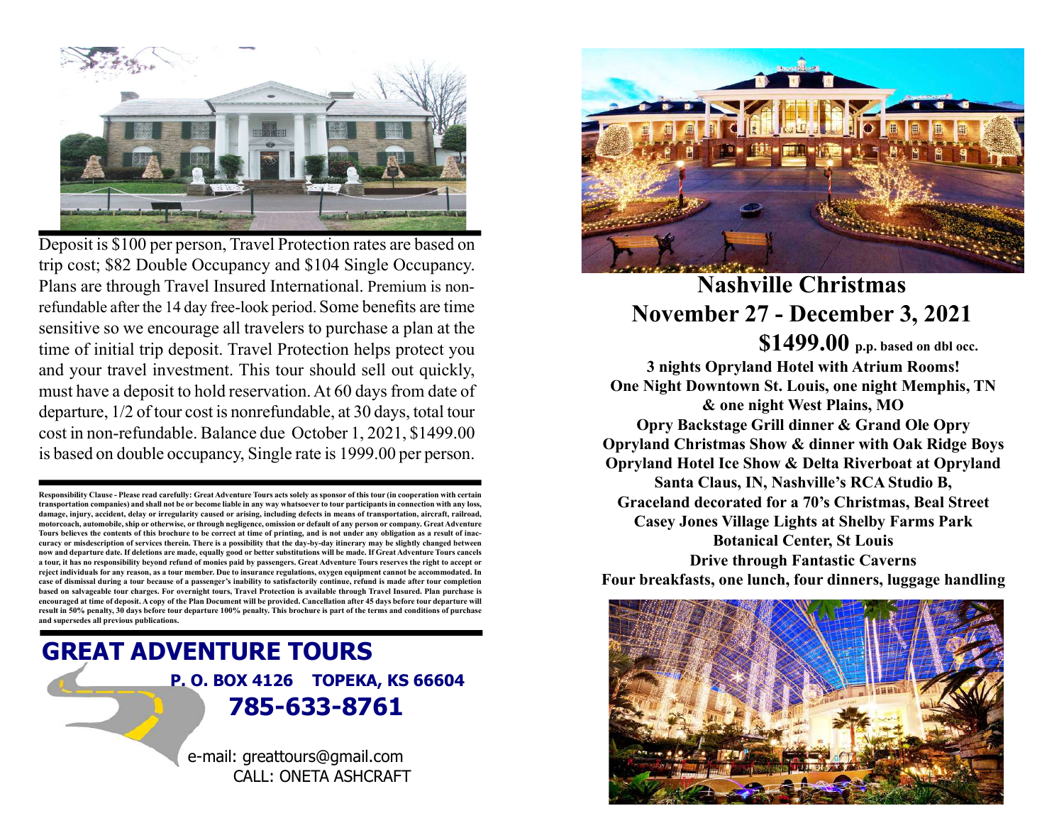Deposit is $100 per person, Travel Protection rates are based on trip cost; $82 Double Occupancy and $104 Single Occupancy. Plans are through Travel Insured International. Premium is non-refundable after the 14 day free-look period. Some benefits are time sensitive so we encourage all travelers to purchase a plan at the time of initial trip deposit. Travel Protection helps protect you and your travel investment. This tour should sell out quickly, must have a deposit to hold reservation. At 60 days from date of departure, 1/2 of tour cost is nonrefundable, at 30 days, total tour cost in non-refundable. Balance due October 1, 2021, $1499.00 is based on double occupancy, Single rate is 1999.00 per person.

**Responsibility Clause - Please read carefully: Great Adventure Tours acts solely as sponsor of this tour (in cooperation with certain transportation companies) and shall not be or become liable in any way whatsoever to tour participants in connection with any loss, damage, injury, accident, delay or irregularity caused or arising, including defects in means of transportation, aircraft, railroad, motorcoach, automobile, ship or otherwise, or through negligence, omission or default of any person or company. Great Adventure Tours believes the contents of this brochure to be correct at time of printing, and is not under any obligation as a result of inaccuracy or misdescription of services therein. There is a possibility that the day-by-day itinerary may be slightly changed between now and departure date. If deletions are made, equally good or better substitutions will be made. If Great Adventure Tours cancels a tour, it has no responsibility beyond refund of monies paid by passengers. Great Adventure Tours reserves the right to accept or reject individuals for any reason, as a tour member. Due to insurance regulations, oxygen equipment cannot be accommodated. In case of dismissal during a tour because of a passenger's inability to satisfactorily continue, refund is made after tour completion based on salvageable tour charges. For overnight tours, Travel Protection is available through Travel Insured. Plan purchase is encouraged at time of deposit. A copy of the Plan Document will be provided. Cancellation after 45 days before tour departure will result in 50% penalty, 30 days before tour departure 100% penalty. This brochure is part of the terms and conditions of purchase and supersedes all previous publications.**

## GREAT ADVENTURE TOURS

**P. O. BOX 4126 TOPEKA, KS 66604**

**785-633-8761**

e-mail: greattours@gmail.com

CALL: ONETA ASHCRAFT

# Nashville Christmas

# November 27 - December 3, 2021

**$1499.00** **p.p. based on dbl occ.**

**3 nights Opryland Hotel with Atrium Rooms!**
**One Night Downtown St. Louis, one night Memphis, TN & one night West Plains, MO**
**Opry Backstage Grill dinner & Grand Ole Opry**
**Opryland Christmas Show & dinner with Oak Ridge Boys**
**Opryland Hotel Ice Show & Delta Riverboat at Opryland**
**Santa Claus, IN, Nashville's RCA Studio B,**
**Graceland decorated for a 70's Christmas, Beal Street**
**Casey Jones Village Lights at Shelby Farms Park**
**Botanical Center, St Louis**
**Drive through Fantastic Caverns**
**Four breakfasts, one lunch, four dinners, luggage handling**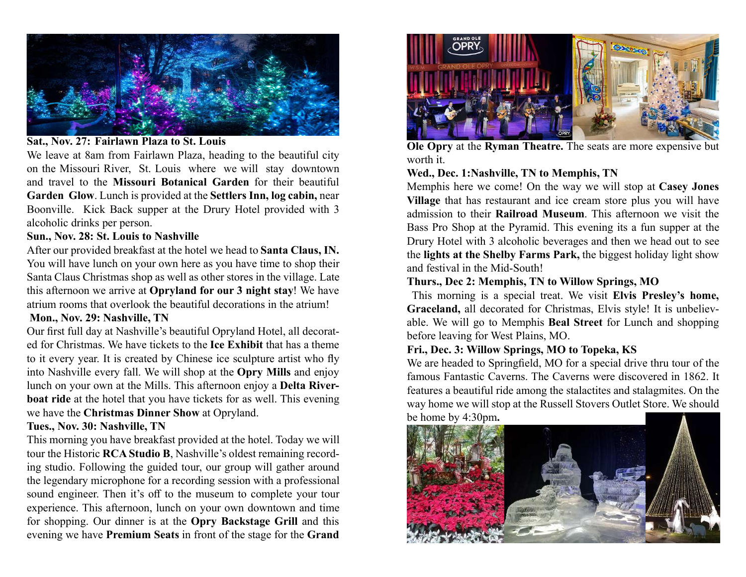**Sat., Nov. 27: Fairlawn Plaza to St. Louis**

We leave at 8am from Fairlawn Plaza, heading to the beautiful city on the Missouri River, St. Louis where we will stay downtown and travel to the **Missouri Botanical Garden** for their beautiful **Garden Glow**. Lunch is provided at the **Settlers Inn, log cabin,** near Boonville. Kick Back supper at the Drury Hotel provided with 3 alcoholic drinks per person.

**Sun., Nov. 28: St. Louis to Nashville**

After our provided breakfast at the hotel we head to **Santa Claus, IN.** You will have lunch on your own here as you have time to shop their Santa Claus Christmas shop as well as other stores in the village. Late this afternoon we arrive at **Opryland for our 3 night stay**! We have atrium rooms that overlook the beautiful decorations in the atrium!

**Mon., Nov. 29: Nashville, TN**

Our first full day at Nashville's beautiful Opryland Hotel, all decorated for Christmas. We have tickets to the **Ice Exhibit** that has a theme to it every year. It is created by Chinese ice sculpture artist who fly into Nashville every fall. We will shop at the **Opry Mills** and enjoy lunch on your own at the Mills. This afternoon enjoy a **Delta Riverboat ride** at the hotel that you have tickets for as well. This evening we have the **Christmas Dinner Show** at Opryland.

**Tues., Nov. 30: Nashville, TN**

This morning you have breakfast provided at the hotel. Today we will tour the Historic **RCA Studio B**, Nashville's oldest remaining recording studio. Following the guided tour, our group will gather around the legendary microphone for a recording session with a professional sound engineer. Then it's off to the museum to complete your tour experience. This afternoon, lunch on your own downtown and time for shopping. Our dinner is at the **Opry Backstage Grill** and this evening we have **Premium Seats** in front of the stage for the **Grand Ole Opry** at the **Ryman Theatre.** The seats are more expensive but worth it.

**Wed., Dec. 1:Nashville, TN to Memphis, TN**

Memphis here we come! On the way we will stop at **Casey Jones Village** that has restaurant and ice cream store plus you will have admission to their **Railroad Museum**. This afternoon we visit the Bass Pro Shop at the Pyramid. This evening its a fun supper at the Drury Hotel with 3 alcoholic beverages and then we head out to see the **lights at the Shelby Farms Park,** the biggest holiday light show and festival in the Mid-South!

**Thurs., Dec 2: Memphis, TN to Willow Springs, MO**

This morning is a special treat. We visit **Elvis Presley's home, Graceland,** all decorated for Christmas, Elvis style! It is unbelievable. We will go to Memphis **Beal Street** for Lunch and shopping before leaving for West Plains, MO.

**Fri., Dec. 3: Willow Springs, MO to Topeka, KS**

We are headed to Springfield, MO for a special drive thru tour of the famous Fantastic Caverns. The Caverns were discovered in 1862. It features a beautiful ride among the stalactites and stalagmites. On the way home we will stop at the Russell Stovers Outlet Store. We should be home by 4:30pm**.**